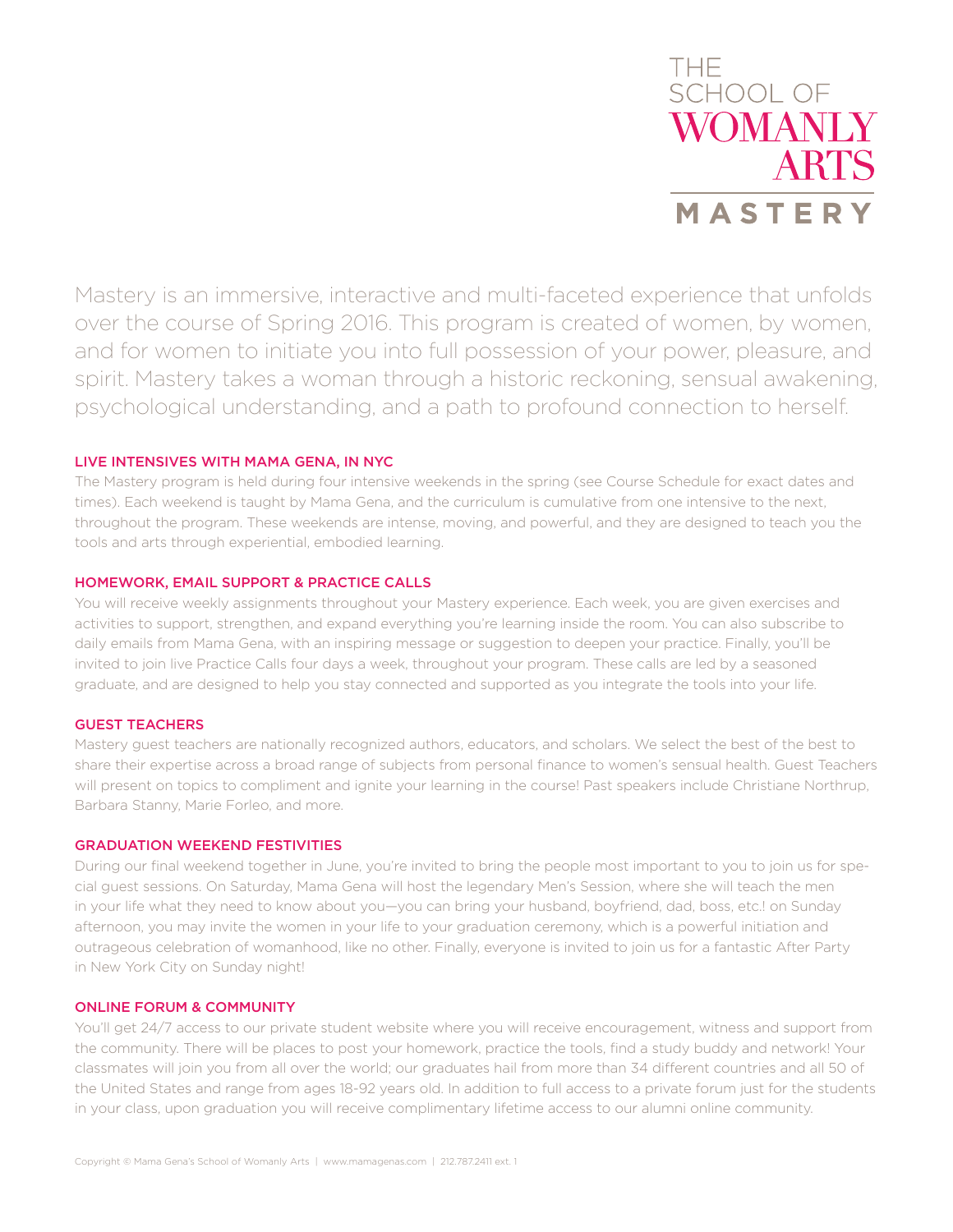# THE SCHOOL OF WOMANLY ARTS

## MASTERY

Mastery is an immersive, interactive and multi-faceted experience that unfolds over the course of Spring 2016. This program is created of women, by women, and for women to initiate you into full possession of your power, pleasure, and spirit. Mastery takes a woman through a historic reckoning, sensual awakening, psychological understanding, and a path to profound connection to herself.

### LIVE INTENSIVES WITH MAMA GENA, IN NYC

The Mastery program is held during four intensive weekends in the spring (see Course Schedule for exact dates and times). Each weekend is taught by Mama Gena, and the curriculum is cumulative from one intensive to the next, throughout the program. These weekends are intense, moving, and powerful, and they are designed to teach you the tools and arts through experiential, embodied learning.

### HOMEWORK, EMAIL SUPPORT & PRACTICE CALLS

You will receive weekly assignments throughout your Mastery experience. Each week, you are given exercises and activities to support, strengthen, and expand everything you're learning inside the room. You can also subscribe to daily emails from Mama Gena, with an inspiring message or suggestion to deepen your practice. Finally, you'll be invited to join live Practice Calls four days a week, throughout your program. These calls are led by a seasoned graduate, and are designed to help you stay connected and supported as you integrate the tools into your life.

### GUEST TEACHERS

Mastery guest teachers are nationally recognized authors, educators, and scholars. We select the best of the best to share their expertise across a broad range of subjects from personal finance to women's sensual health. Guest Teachers will present on topics to compliment and ignite your learning in the course! Past speakers include Christiane Northrup, Barbara Stanny, Marie Forleo, and more.

### GRADUATION WEEKEND FESTIVITIES

During our final weekend together in June, you're invited to bring the people most important to you to join us for special guest sessions. On Saturday, Mama Gena will host the legendary Men's Session, where she will teach the men in your life what they need to know about you—you can bring your husband, boyfriend, dad, boss, etc.! on Sunday afternoon, you may invite the women in your life to your graduation ceremony, which is a powerful initiation and outrageous celebration of womanhood, like no other. Finally, everyone is invited to join us for a fantastic After Party in New York City on Sunday night!

### ONLINE FORUM & COMMUNITY

You'll get 24/7 access to our private student website where you will receive encouragement, witness and support from the community. There will be places to post your homework, practice the tools, find a study buddy and network! Your classmates will join you from all over the world; our graduates hail from more than 34 different countries and all 50 of the United States and range from ages 18-92 years old. In addition to full access to a private forum just for the students in your class, upon graduation you will receive complimentary lifetime access to our alumni online community.

Copyright © Mama Gena's School of Womanly Arts | www.mamagenas.com | 212.787.2411 ext. 1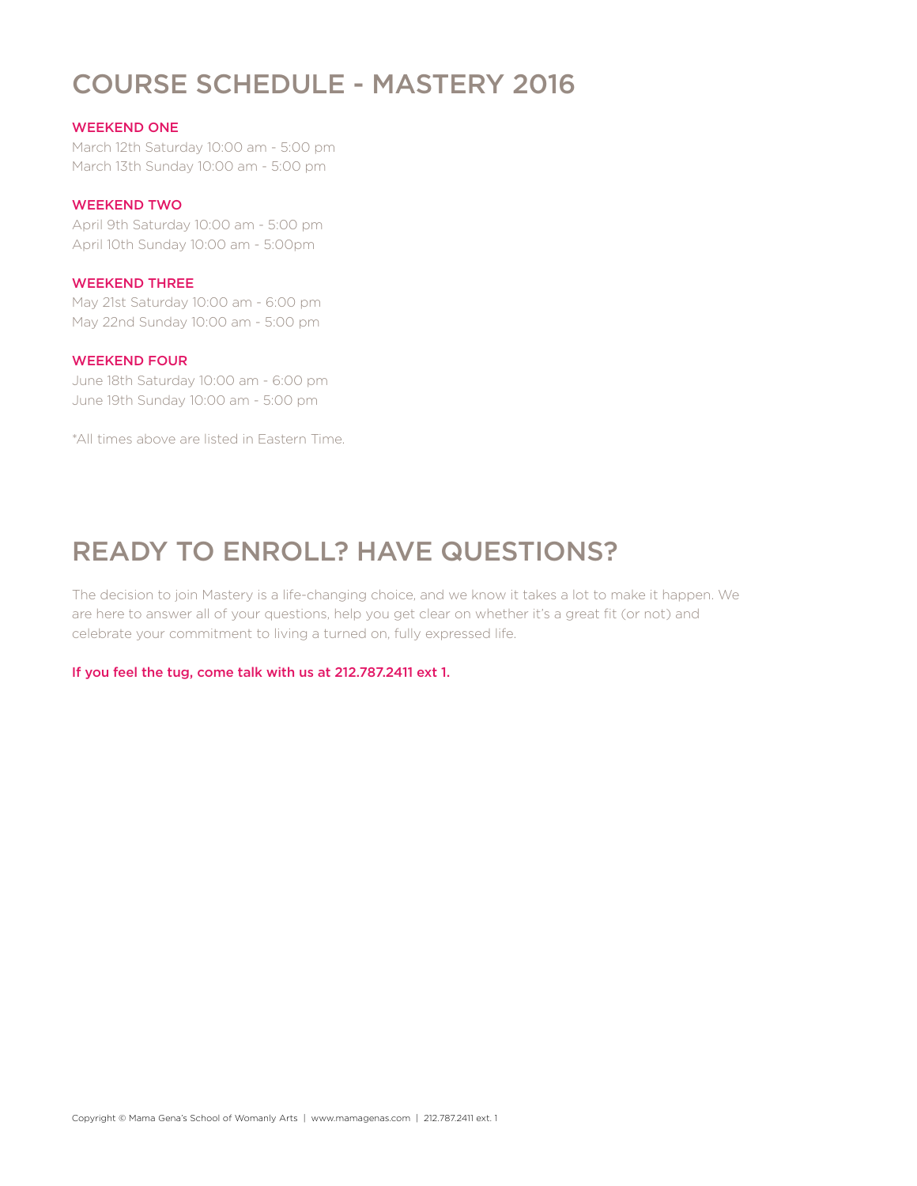# COURSE SCHEDULE - MASTERY 2016

### WEEKEND ONE

March 12th Saturday 10:00 am - 5:00 pm
March 13th Sunday 10:00 am - 5:00 pm

### WEEKEND TWO

April 9th Saturday 10:00 am - 5:00 pm
April 10th Sunday 10:00 am - 5:00pm

### WEEKEND THREE

May 21st Saturday 10:00 am - 6:00 pm
May 22nd Sunday 10:00 am - 5:00 pm

### WEEKEND FOUR

June 18th Saturday 10:00 am - 6:00 pm
June 19th Sunday 10:00 am - 5:00 pm

*All times above are listed in Eastern Time.

# READY TO ENROLL? HAVE QUESTIONS?

The decision to join Mastery is a life-changing choice, and we know it takes a lot to make it happen. We are here to answer all of your questions, help you get clear on whether it's a great fit (or not) and celebrate your commitment to living a turned on, fully expressed life.

**If you feel the tug, come talk with us at 212.787.2411 ext 1.**

Copyright © Mama Gena's School of Womanly Arts | www.mamagenas.com | 212.787.2411 ext. 1